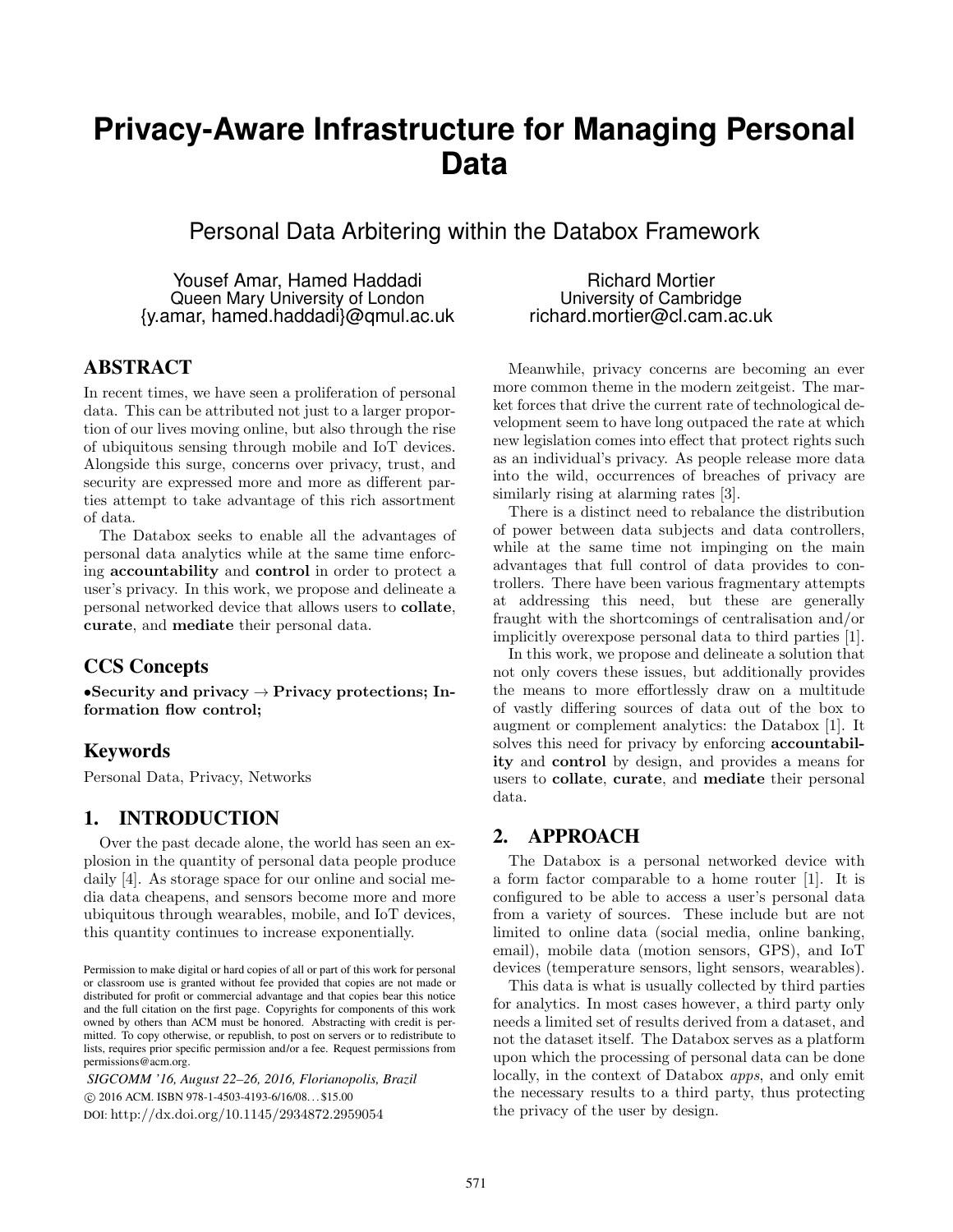# Privacy-Aware Infrastructure for Managing Personal Data

## Personal Data Arbitering within the Databox Framework

Yousef Amar, Hamed Haddadi
Queen Mary University of London
{y.amar, hamed.haddadi}@qmul.ac.uk

Richard Mortier
University of Cambridge
richard.mortier@cl.cam.ac.uk

## ABSTRACT

In recent times, we have seen a proliferation of personal data. This can be attributed not just to a larger proportion of our lives moving online, but also through the rise of ubiquitous sensing through mobile and IoT devices. Alongside this surge, concerns over privacy, trust, and security are expressed more and more as different parties attempt to take advantage of this rich assortment of data.

The Databox seeks to enable all the advantages of personal data analytics while at the same time enforcing **accountability** and **control** in order to protect a user's privacy. In this work, we propose and delineate a personal networked device that allows users to **collate**, **curate**, and **mediate** their personal data.

## CCS Concepts

•**Security and privacy** → **Privacy protections; Information flow control;**

## Keywords

Personal Data, Privacy, Networks

## 1. INTRODUCTION

Over the past decade alone, the world has seen an explosion in the quantity of personal data people produce daily [4]. As storage space for our online and social media data cheapens, and sensors become more and more ubiquitous through wearables, mobile, and IoT devices, this quantity continues to increase exponentially.

Permission to make digital or hard copies of all or part of this work for personal or classroom use is granted without fee provided that copies are not made or distributed for profit or commercial advantage and that copies bear this notice and the full citation on the first page. Copyrights for components of this work owned by others than ACM must be honored. Abstracting with credit is permitted. To copy otherwise, or republish, to post on servers or to redistribute to lists, requires prior specific permission and/or a fee. Request permissions from permissions@acm.org.

*SIGCOMM '16, August 22–26, 2016, Florianopolis, Brazil*
© 2016 ACM. ISBN 978-1-4503-4193-6/16/08...$15.00
DOI: http://dx.doi.org/10.1145/2934872.2959054

Meanwhile, privacy concerns are becoming an ever more common theme in the modern zeitgeist. The market forces that drive the current rate of technological development seem to have long outpaced the rate at which new legislation comes into effect that protect rights such as an individual's privacy. As people release more data into the wild, occurrences of breaches of privacy are similarly rising at alarming rates [3].

There is a distinct need to rebalance the distribution of power between data subjects and data controllers, while at the same time not impinging on the main advantages that full control of data provides to controllers. There have been various fragmentary attempts at addressing this need, but these are generally fraught with the shortcomings of centralisation and/or implicitly overexpose personal data to third parties [1].

In this work, we propose and delineate a solution that not only covers these issues, but additionally provides the means to more effortlessly draw on a multitude of vastly differing sources of data out of the box to augment or complement analytics: the Databox [1]. It solves this need for privacy by enforcing **accountability** and **control** by design, and provides a means for users to **collate**, **curate**, and **mediate** their personal data.

## 2. APPROACH

The Databox is a personal networked device with a form factor comparable to a home router [1]. It is configured to be able to access a user's personal data from a variety of sources. These include but are not limited to online data (social media, online banking, email), mobile data (motion sensors, GPS), and IoT devices (temperature sensors, light sensors, wearables).

This data is what is usually collected by third parties for analytics. In most cases however, a third party only needs a limited set of results derived from a dataset, and not the dataset itself. The Databox serves as a platform upon which the processing of personal data can be done locally, in the context of Databox *apps*, and only emit the necessary results to a third party, thus protecting the privacy of the user by design.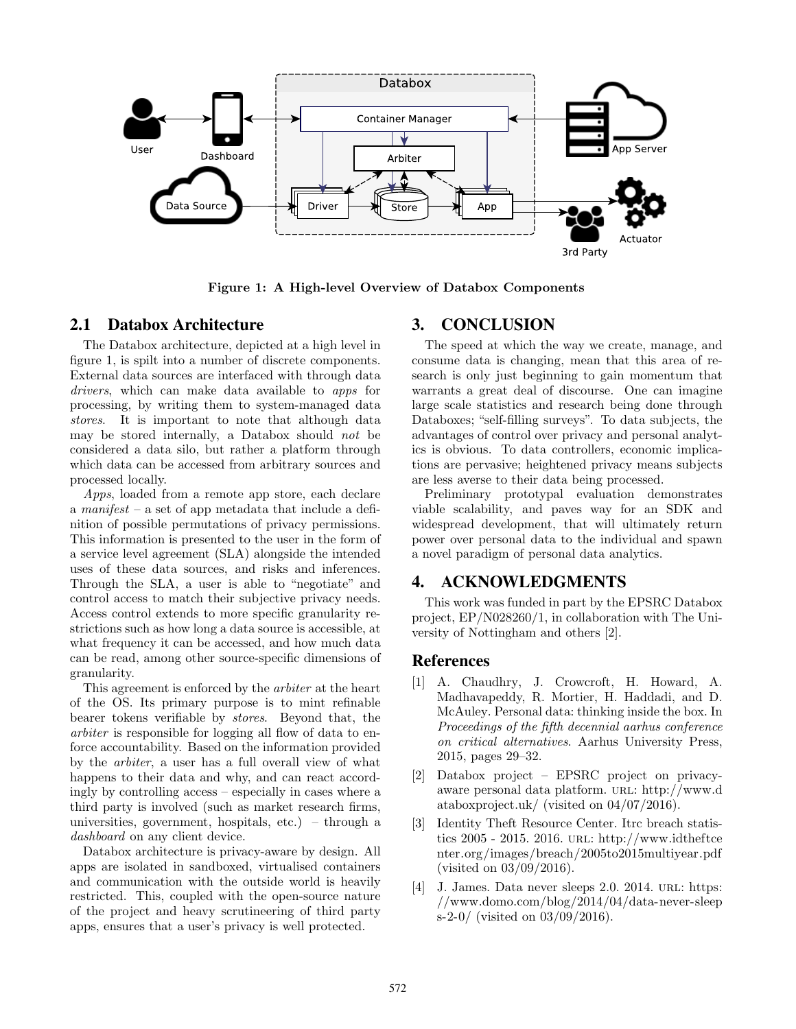Databox

Container Manager

Arbiter

User

Dashboard

App Server

Data Source

Driver

Store

App

3rd Party

Actuator

**Figure 1: A High-level Overview of Databox Components**

## 2.1 Databox Architecture

The Databox architecture, depicted at a high level in figure 1, is spilt into a number of discrete components. External data sources are interfaced with through data *drivers*, which can make data available to *apps* for processing, by writing them to system-managed data *stores*. It is important to note that although data may be stored internally, a Databox should *not* be considered a data silo, but rather a platform through which data can be accessed from arbitrary sources and processed locally.

*Apps*, loaded from a remote app store, each declare a *manifest* – a set of app metadata that include a definition of possible permutations of privacy permissions. This information is presented to the user in the form of a service level agreement (SLA) alongside the intended uses of these data sources, and risks and inferences. Through the SLA, a user is able to "negotiate" and control access to match their subjective privacy needs. Access control extends to more specific granularity restrictions such as how long a data source is accessible, at what frequency it can be accessed, and how much data can be read, among other source-specific dimensions of granularity.

This agreement is enforced by the *arbiter* at the heart of the OS. Its primary purpose is to mint refinable bearer tokens verifiable by *stores*. Beyond that, the *arbiter* is responsible for logging all flow of data to enforce accountability. Based on the information provided by the *arbiter*, a user has a full overall view of what happens to their data and why, and can react accordingly by controlling access – especially in cases where a third party is involved (such as market research firms, universities, government, hospitals, etc.) – through a *dashboard* on any client device.

Databox architecture is privacy-aware by design. All apps are isolated in sandboxed, virtualised containers and communication with the outside world is heavily restricted. This, coupled with the open-source nature of the project and heavy scrutineering of third party apps, ensures that a user's privacy is well protected.

# 3. CONCLUSION

The speed at which the way we create, manage, and consume data is changing, mean that this area of research is only just beginning to gain momentum that warrants a great deal of discourse. One can imagine large scale statistics and research being done through Databoxes; "self-filling surveys". To data subjects, the advantages of control over privacy and personal analytics is obvious. To data controllers, economic implications are pervasive; heightened privacy means subjects are less averse to their data being processed.

Preliminary prototypal evaluation demonstrates viable scalability, and paves way for an SDK and widespread development, that will ultimately return power over personal data to the individual and spawn a novel paradigm of personal data analytics.

# 4. ACKNOWLEDGMENTS

This work was funded in part by the EPSRC Databox project, EP/N028260/1, in collaboration with The University of Nottingham and others [2].

# References

[1] A. Chaudhry, J. Crowcroft, H. Howard, A. Madhavapeddy, R. Mortier, H. Haddadi, and D. McAuley. Personal data: thinking inside the box. In *Proceedings of the fifth decennial aarhus conference on critical alternatives*. Aarhus University Press, 2015, pages 29–32.

[2] Databox project – EPSRC project on privacy-aware personal data platform. URL: http://www.databoxproject.uk/ (visited on 04/07/2016).

[3] Identity Theft Resource Center. Itrc breach statistics 2005 - 2015. 2016. URL: http://www.idtheftcenter.org/images/breach/2005to2015multiyear.pdf (visited on 03/09/2016).

[4] J. James. Data never sleeps 2.0. 2014. URL: https://www.domo.com/blog/2014/04/data-never-sleeps-2-0/ (visited on 03/09/2016).